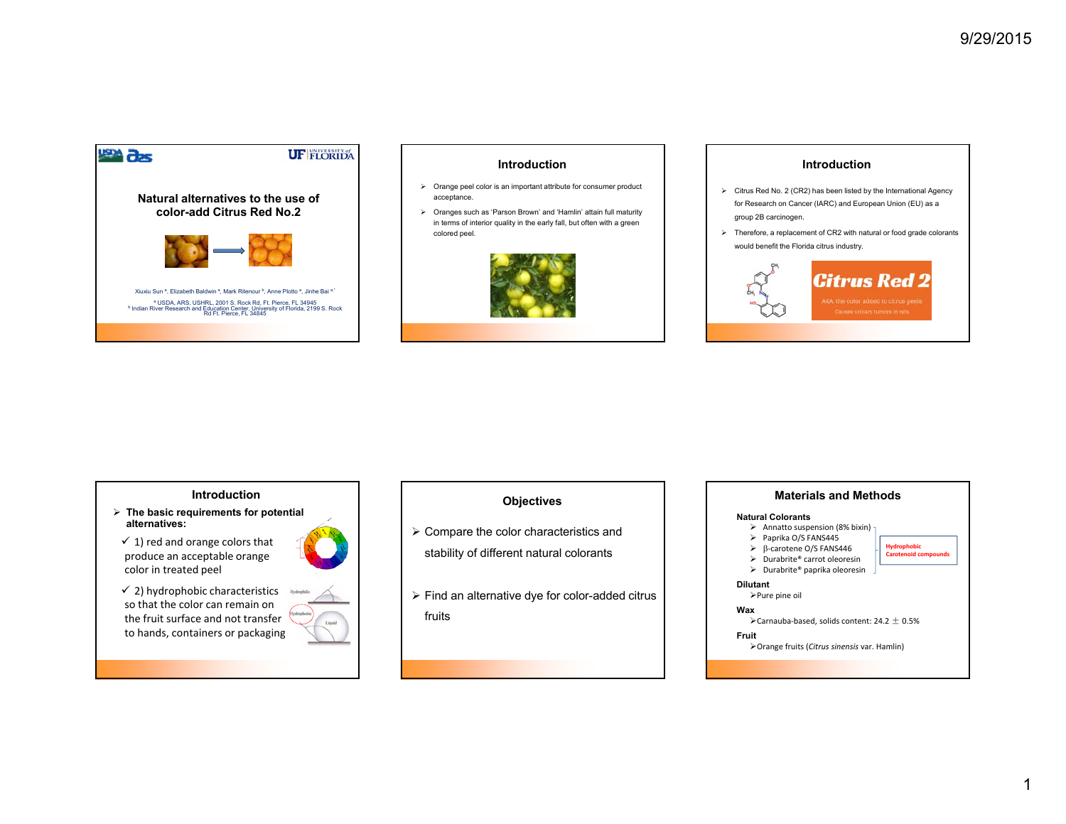# Natural alternatives to the use of color-add Citrus Red No.2

Xiuxiu Sun [a], Elizabeth Baldwin [a], Mark Ritenour [b], Anne Plotto [a], Jinhe Bai [a,*]

[a] USDA, ARS, USHRL, 2001 S. Rock Rd, Ft. Pierce, FL 34945
[b] Indian River Research and Education Center, University of Florida, 2199 S. Rock Rd Ft. Pierce, FL 34845

## Introduction

- Orange peel color is an important attribute for consumer product acceptance.
- Oranges such as 'Parson Brown' and 'Hamlin' attain full maturity in terms of interior quality in the early fall, but often with a green colored peel.

## Introduction

- Citrus Red No. 2 (CR2) has been listed by the International Agency for Research on Cancer (IARC) and European Union (EU) as a group 2B carcinogen.
- Therefore, a replacement of CR2 with natural or food grade colorants would benefit the Florida citrus industry.

**Citrus Red 2**

AKA: the color added to citrus peels

Causes urinary tumors in rats

## Introduction

- **The basic requirements for potential alternatives:**
  - ✓ 1) red and orange colors that produce an acceptable orange color in treated peel
  - ✓ 2) hydrophobic characteristics so that the color can remain on the fruit surface and not transfer to hands, containers or packaging

## Objectives

- Compare the color characteristics and stability of different natural colorants
- Find an alternative dye for color-added citrus fruits

## Materials and Methods

**Natural Colorants**

- Annatto suspension (8% bixin)
- Paprika O/S FANS445
- β-carotene O/S FANS446
- Durabrite® carrot oleoresin
- Durabrite® paprika oleoresin

Hydrophobic Carotenoid compounds

**Dilutant**

- Pure pine oil

**Wax**

- Carnauba-based, solids content: 24.2 ± 0.5%

**Fruit**

- Orange fruits (*Citrus sinensis* var. Hamlin)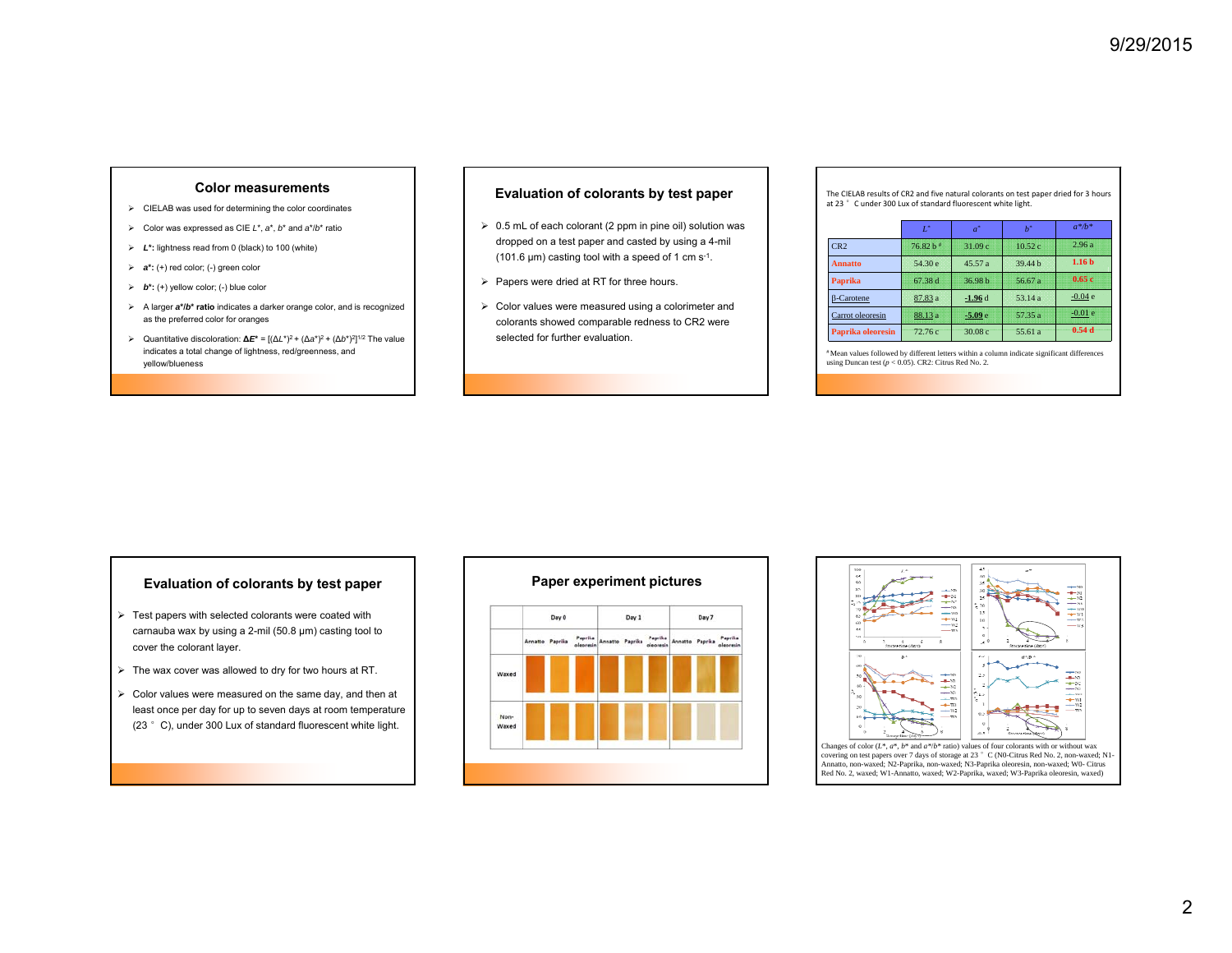## Color measurements

- CIELAB was used for determining the color coordinates
- Color was expressed as CIE $L^*$, $a^*$, $b^*$ and $a^*/b^*$ ratio
- **$L^*$:** lightness read from 0 (black) to 100 (white)
- **$a^*$:** (+) red color; (-) green color
- **$b^*$:** (+) yellow color; (-) blue color
- A larger **$a^*/b^*$ ratio** indicates a darker orange color, and is recognized as the preferred color for oranges
- Quantitative discoloration: $\Delta E^* = [(\Delta L^*)^2 + (\Delta a^*)^2 + (\Delta b^*)^2]^{1/2}$ The value indicates a total change of lightness, red/greenness, and yellow/blueness

## Evaluation of colorants by test paper

- 0.5 mL of each colorant (2 ppm in pine oil) solution was dropped on a test paper and casted by using a 4-mil (101.6 μm) casting tool with a speed of 1 cm $s^{-1}$.
- Papers were dried at RT for three hours.
- Color values were measured using a colorimeter and colorants showed comparable redness to CR2 were selected for further evaluation.

The CIELAB results of CR2 and five natural colorants on test paper dried for 3 hours at 23 ° C under 300 Lux of standard fluorescent white light.

| | $L^*$ | $a^*$ | $b^*$ | $a^*/b^*$ |
|---|---|---|---|---|
| CR2 | 76.82 b [a] | 31.09 c | 10.52 c | 2.96 a |
| Annatto | 54.30 e | 45.57 a | 39.44 b | 1.16 b |
| Paprika | 67.38 d | 36.98 b | 56.67 a | 0.65 c |
| β-Carotene | 87.83 a | -1.96 d | 53.14 a | -0.04 e |
| Carrot oleoresin | 88.13 a | -5.09 e | 57.35 a | -0.01 e |
| Paprika oleoresin | 72.76 c | 30.08 c | 55.61 a | 0.54 d |

[a] Mean values followed by different letters within a column indicate significant differences using Duncan test ($p < 0.05$). CR2: Citrus Red No. 2.

## Evaluation of colorants by test paper

- Test papers with selected colorants were coated with carnauba wax by using a 2-mil (50.8 μm) casting tool to cover the colorant layer.
- The wax cover was allowed to dry for two hours at RT.
- Color values were measured on the same day, and then at least once per day for up to seven days at room temperature (23 ° C), under 300 Lux of standard fluorescent white light.

## Paper experiment pictures

| | Day 0 | | | Day 1 | | | Day 7 | | |
|---|---|---|---|---|---|---|---|---|---|
| | Annatto | Paprika | Paprika oleoresin | Annatto | Paprika | Paprika oleoresin | Annatto | Paprika | Paprika oleoresin |
| Waxed | | | | | | | | | |
| Non-Waxed | | | | | | | | | |

Changes of color ($L^*$, $a^*$, $b^*$ and $a^*/b^*$ ratio) values of four colorants with or without wax covering on test papers over 7 days of storage at 23 ° C (N0-Citrus Red No. 2, non-waxed; N1-Annatto, non-waxed; N2-Paprika, non-waxed; N3-Paprika oleoresin, non-waxed; W0- Citrus Red No. 2, waxed; W1-Annatto, waxed; W2-Paprika, waxed; W3-Paprika oleoresin, waxed)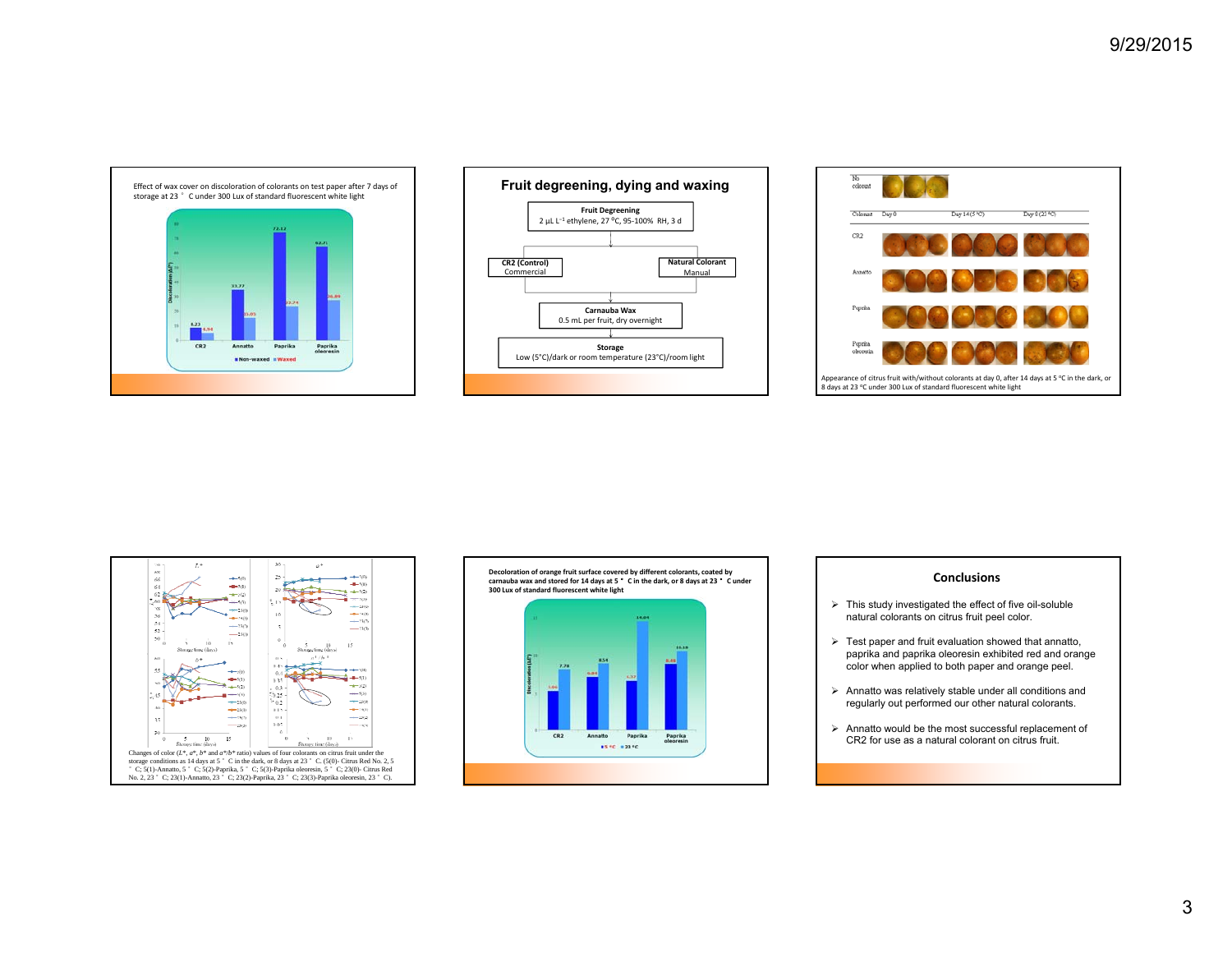Effect of wax cover on discoloration of colorants on test paper after 7 days of storage at 23 °C under 300 Lux of standard fluorescent white light

| | Non-waxed | Waxed |
|---|---|---|
| CR2 | 8.23 | 4.94 |
| Annatto | 33.77 | 15.05 |
| Paprika | 72.12 | 22.74 |
| Paprika oleoresin | 62.71 | 26.89 |

## Fruit degreening, dying and waxing

**Fruit Degreening**
2 μL L[-1] ethylene, 27 °C, 95-100% RH, 3 d

**CR2 (Control)**
Commercial

**Natural Colorant**
Manual

**Carnauba Wax**
0.5 mL per fruit, dry overnight

**Storage**
Low (5°C)/dark or room temperature (23°C)/room light

| Colorant | Day 0 | Day 14 (5 °C) | Day 8 (23 °C) |
|---|---|---|---|
| No colorant | | | |
| CR2 | | | |
| Annatto | | | |
| Paprika | | | |
| Paprika oleoresin | | | |

Appearance of citrus fruit with/without colorants at day 0, after 14 days at 5 °C in the dark, or 8 days at 23 °C under 300 Lux of standard fluorescent white light

Changes of color ($L^*$, $a^*$, $b^*$ and $a^*/b^*$ ratio) values of four colorants on citrus fruit under the storage conditions as 14 days at 5 °C in the dark, or 8 days at 23 °C. (5(0)- Citrus Red No. 2, 5 °C; 5(1)-Annatto, 5 °C; 5(2)-Paprika, 5 °C; 5(3)-Paprika oleoresin, 5 °C; 23(0)- Citrus Red No. 2, 23 °C; 23(1)-Annatto, 23 °C; 23(2)-Paprika, 23 °C; 23(3)-Paprika oleoresin, 23 °C).

**Decoloration of orange fruit surface covered by different colorants, coated by carnauba wax and stored for 14 days at 5 °C in the dark, or 8 days at 23 °C under 300 Lux of standard fluorescent white light**

| | 5 °C | 23 °C |
|---|---|---|
| CR2 | 5.06 | 7.78 |
| Annatto | 6.84 | 8.54 |
| Paprika | 5.77 | 14.04 |
| Paprika oleoresin | 8.48 | 10.18 |

## Conclusions

- This study investigated the effect of five oil-soluble natural colorants on citrus fruit peel color.
- Test paper and fruit evaluation showed that annatto, paprika and paprika oleoresin exhibited red and orange color when applied to both paper and orange peel.
- Annatto was relatively stable under all conditions and regularly out performed our other natural colorants.
- Annatto would be the most successful replacement of CR2 for use as a natural colorant on citrus fruit.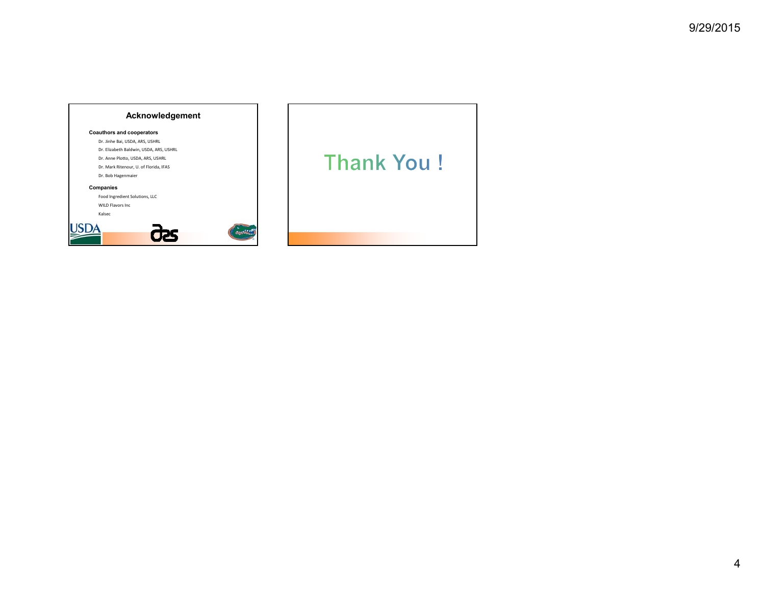## Acknowledgement

**Coauthors and cooperators**

- Dr. Jinhe Bai, USDA, ARS, USHRL
- Dr. Elizabeth Baldwin, USDA, ARS, USHRL
- Dr. Anne Plotto, USDA, ARS, USHRL
- Dr. Mark Ritenour, U. of Florida, IFAS
- Dr. Bob Hagenmaier

**Companies**

- Food Ingredient Solutions, LLC
- WILD Flavors Inc
- Kalsec

## Thank You !